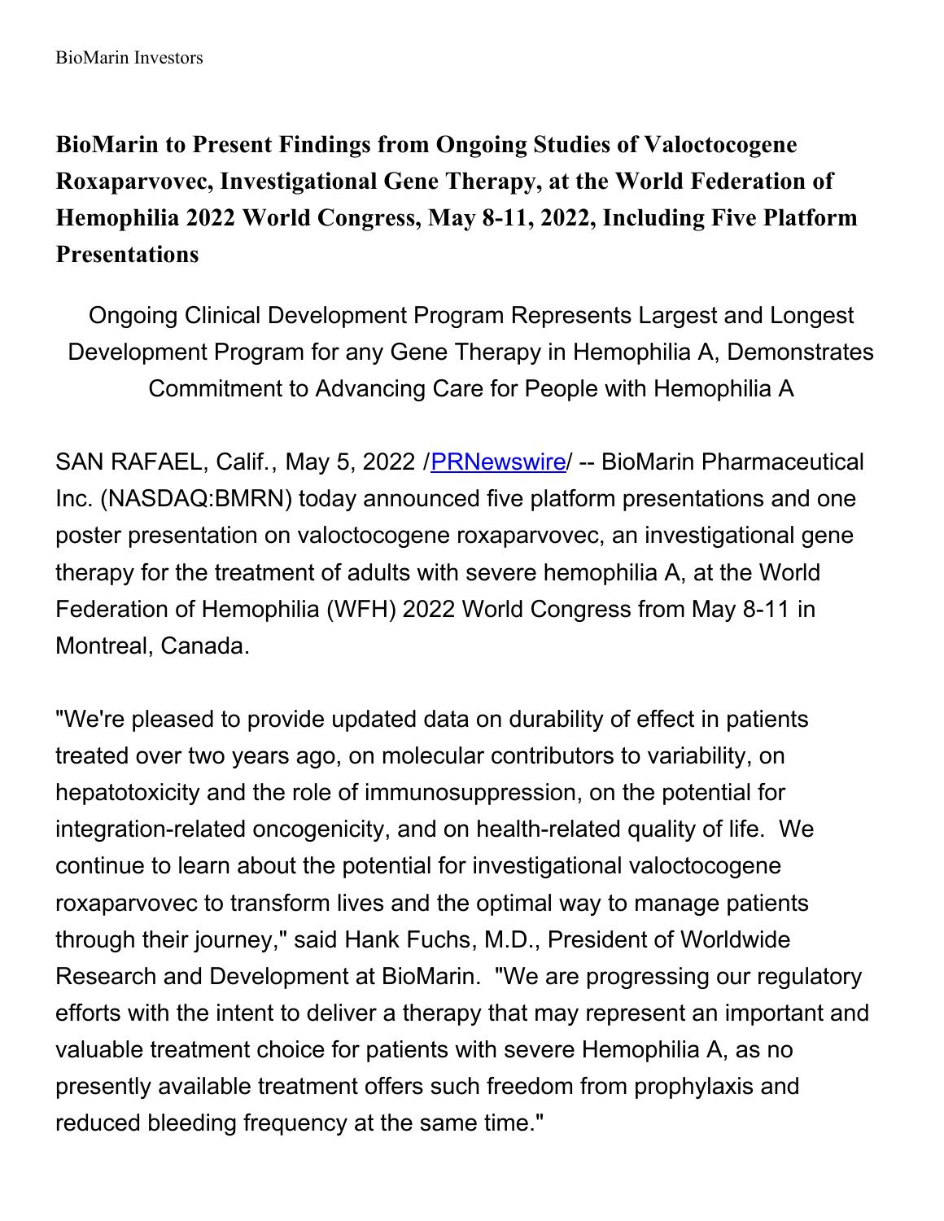BioMarin Investors

# BioMarin to Present Findings from Ongoing Studies of Valoctocogene Roxaparvovec, Investigational Gene Therapy, at the World Federation of Hemophilia 2022 World Congress, May 8-11, 2022, Including Five Platform Presentations

Ongoing Clinical Development Program Represents Largest and Longest Development Program for any Gene Therapy in Hemophilia A, Demonstrates Commitment to Advancing Care for People with Hemophilia A

SAN RAFAEL, Calif., May 5, 2022 /PRNewswire/ -- BioMarin Pharmaceutical Inc. (NASDAQ:BMRN) today announced five platform presentations and one poster presentation on valoctocogene roxaparvovec, an investigational gene therapy for the treatment of adults with severe hemophilia A, at the World Federation of Hemophilia (WFH) 2022 World Congress from May 8-11 in Montreal, Canada.

"We're pleased to provide updated data on durability of effect in patients treated over two years ago, on molecular contributors to variability, on hepatotoxicity and the role of immunosuppression, on the potential for integration-related oncogenicity, and on health-related quality of life. We continue to learn about the potential for investigational valoctocogene roxaparvovec to transform lives and the optimal way to manage patients through their journey," said Hank Fuchs, M.D., President of Worldwide Research and Development at BioMarin. "We are progressing our regulatory efforts with the intent to deliver a therapy that may represent an important and valuable treatment choice for patients with severe Hemophilia A, as no presently available treatment offers such freedom from prophylaxis and reduced bleeding frequency at the same time."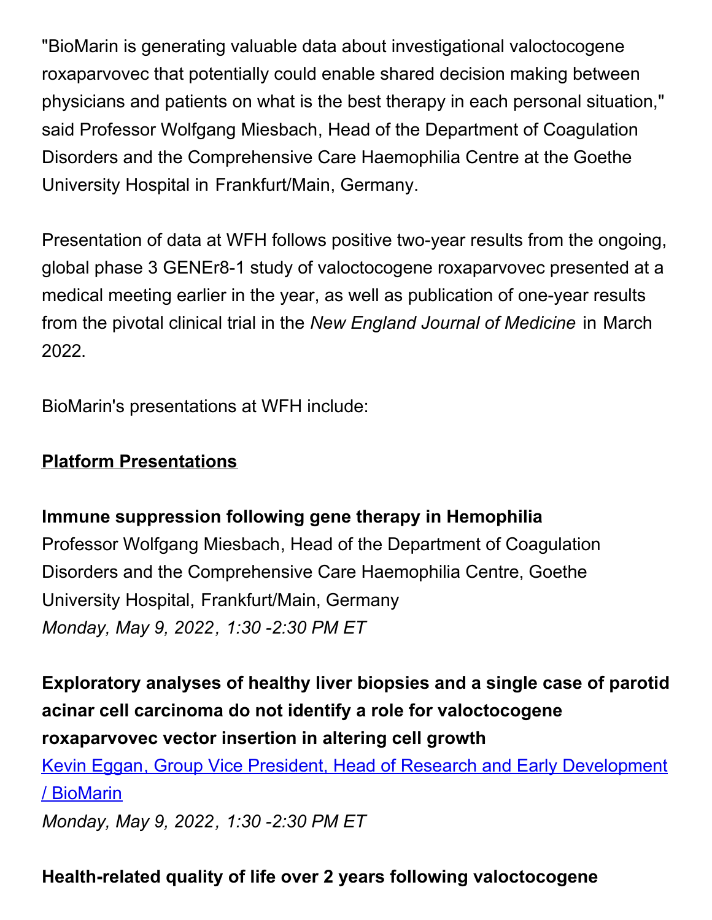"BioMarin is generating valuable data about investigational valoctocogene roxaparvovec that potentially could enable shared decision making between physicians and patients on what is the best therapy in each personal situation," said Professor Wolfgang Miesbach, Head of the Department of Coagulation Disorders and the Comprehensive Care Haemophilia Centre at the Goethe University Hospital in Frankfurt/Main, Germany.

Presentation of data at WFH follows positive two-year results from the ongoing, global phase 3 GENEr8-1 study of valoctocogene roxaparvovec presented at a medical meeting earlier in the year, as well as publication of one-year results from the pivotal clinical trial in the *New England Journal of Medicine* in March 2022.

BioMarin's presentations at WFH include:

**Platform Presentations**

**Immune suppression following gene therapy in Hemophilia**
Professor Wolfgang Miesbach, Head of the Department of Coagulation Disorders and the Comprehensive Care Haemophilia Centre, Goethe University Hospital, Frankfurt/Main, Germany
*Monday, May 9, 2022, 1:30 -2:30 PM ET*

**Exploratory analyses of healthy liver biopsies and a single case of parotid acinar cell carcinoma do not identify a role for valoctocogene roxaparvovec vector insertion in altering cell growth**
Kevin Eggan, Group Vice President, Head of Research and Early Development / BioMarin
*Monday, May 9, 2022, 1:30 -2:30 PM ET*

**Health-related quality of life over 2 years following valoctocogene**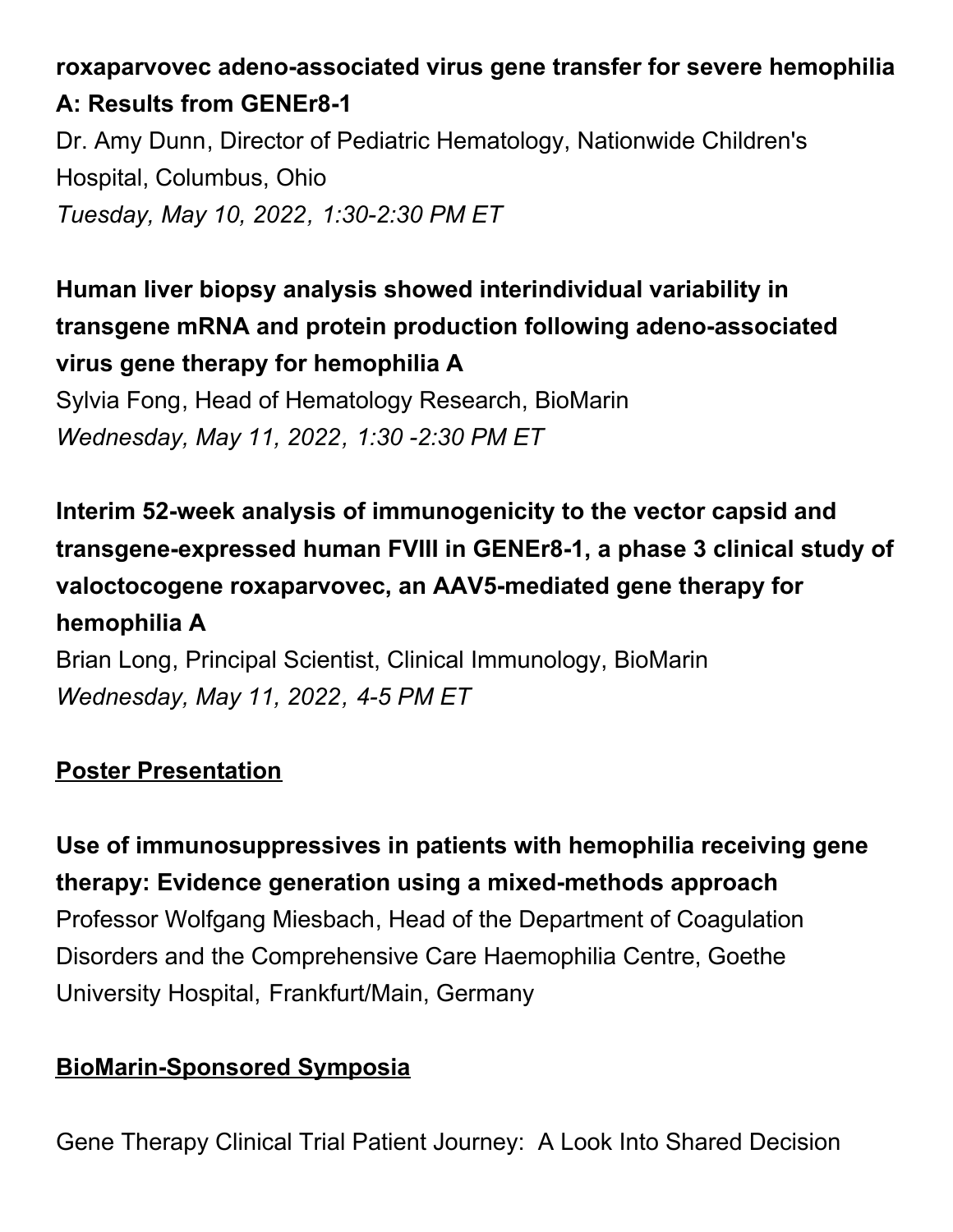**roxaparvovec adeno-associated virus gene transfer for severe hemophilia A: Results from GENEr8-1**
Dr. Amy Dunn, Director of Pediatric Hematology, Nationwide Children's Hospital, Columbus, Ohio
*Tuesday, May 10, 2022, 1:30-2:30 PM ET*

**Human liver biopsy analysis showed interindividual variability in transgene mRNA and protein production following adeno-associated virus gene therapy for hemophilia A**
Sylvia Fong, Head of Hematology Research, BioMarin
*Wednesday, May 11, 2022, 1:30 -2:30 PM ET*

**Interim 52-week analysis of immunogenicity to the vector capsid and transgene-expressed human FVIII in GENEr8-1, a phase 3 clinical study of valoctocogene roxaparvovec, an AAV5-mediated gene therapy for hemophilia A**
Brian Long, Principal Scientist, Clinical Immunology, BioMarin
*Wednesday, May 11, 2022, 4-5 PM ET*

**Poster Presentation**

**Use of immunosuppressives in patients with hemophilia receiving gene therapy: Evidence generation using a mixed-methods approach**
Professor Wolfgang Miesbach, Head of the Department of Coagulation Disorders and the Comprehensive Care Haemophilia Centre, Goethe University Hospital, Frankfurt/Main, Germany

**BioMarin-Sponsored Symposia**

Gene Therapy Clinical Trial Patient Journey: A Look Into Shared Decision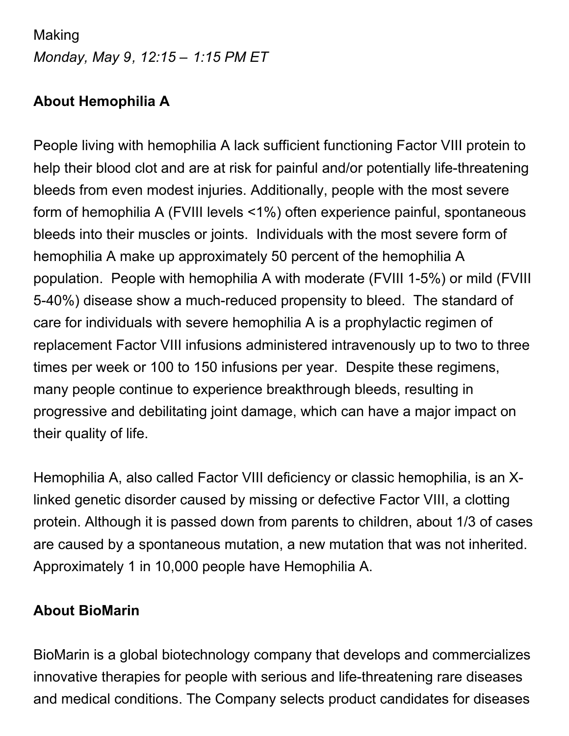Making

*Monday, May 9, 12:15 – 1:15 PM ET*

**About Hemophilia A**

People living with hemophilia A lack sufficient functioning Factor VIII protein to help their blood clot and are at risk for painful and/or potentially life-threatening bleeds from even modest injuries. Additionally, people with the most severe form of hemophilia A (FVIII levels <1%) often experience painful, spontaneous bleeds into their muscles or joints. Individuals with the most severe form of hemophilia A make up approximately 50 percent of the hemophilia A population. People with hemophilia A with moderate (FVIII 1-5%) or mild (FVIII 5-40%) disease show a much-reduced propensity to bleed. The standard of care for individuals with severe hemophilia A is a prophylactic regimen of replacement Factor VIII infusions administered intravenously up to two to three times per week or 100 to 150 infusions per year. Despite these regimens, many people continue to experience breakthrough bleeds, resulting in progressive and debilitating joint damage, which can have a major impact on their quality of life.

Hemophilia A, also called Factor VIII deficiency or classic hemophilia, is an X-linked genetic disorder caused by missing or defective Factor VIII, a clotting protein. Although it is passed down from parents to children, about 1/3 of cases are caused by a spontaneous mutation, a new mutation that was not inherited. Approximately 1 in 10,000 people have Hemophilia A.

**About BioMarin**

BioMarin is a global biotechnology company that develops and commercializes innovative therapies for people with serious and life-threatening rare diseases and medical conditions. The Company selects product candidates for diseases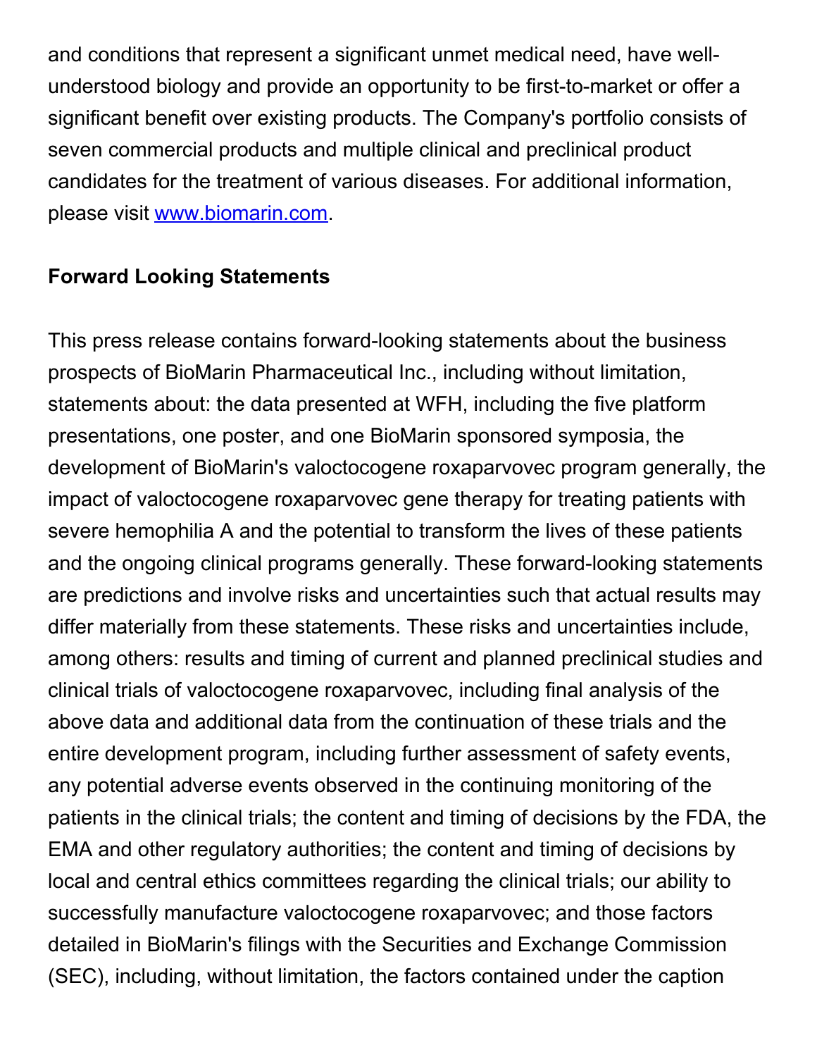and conditions that represent a significant unmet medical need, have well-understood biology and provide an opportunity to be first-to-market or offer a significant benefit over existing products. The Company's portfolio consists of seven commercial products and multiple clinical and preclinical product candidates for the treatment of various diseases. For additional information, please visit [www.biomarin.com](http://www.biomarin.com).

**Forward Looking Statements**

This press release contains forward-looking statements about the business prospects of BioMarin Pharmaceutical Inc., including without limitation, statements about: the data presented at WFH, including the five platform presentations, one poster, and one BioMarin sponsored symposia, the development of BioMarin's valoctocogene roxaparvovec program generally, the impact of valoctocogene roxaparvovec gene therapy for treating patients with severe hemophilia A and the potential to transform the lives of these patients and the ongoing clinical programs generally. These forward-looking statements are predictions and involve risks and uncertainties such that actual results may differ materially from these statements. These risks and uncertainties include, among others: results and timing of current and planned preclinical studies and clinical trials of valoctocogene roxaparvovec, including final analysis of the above data and additional data from the continuation of these trials and the entire development program, including further assessment of safety events, any potential adverse events observed in the continuing monitoring of the patients in the clinical trials; the content and timing of decisions by the FDA, the EMA and other regulatory authorities; the content and timing of decisions by local and central ethics committees regarding the clinical trials; our ability to successfully manufacture valoctocogene roxaparvovec; and those factors detailed in BioMarin's filings with the Securities and Exchange Commission (SEC), including, without limitation, the factors contained under the caption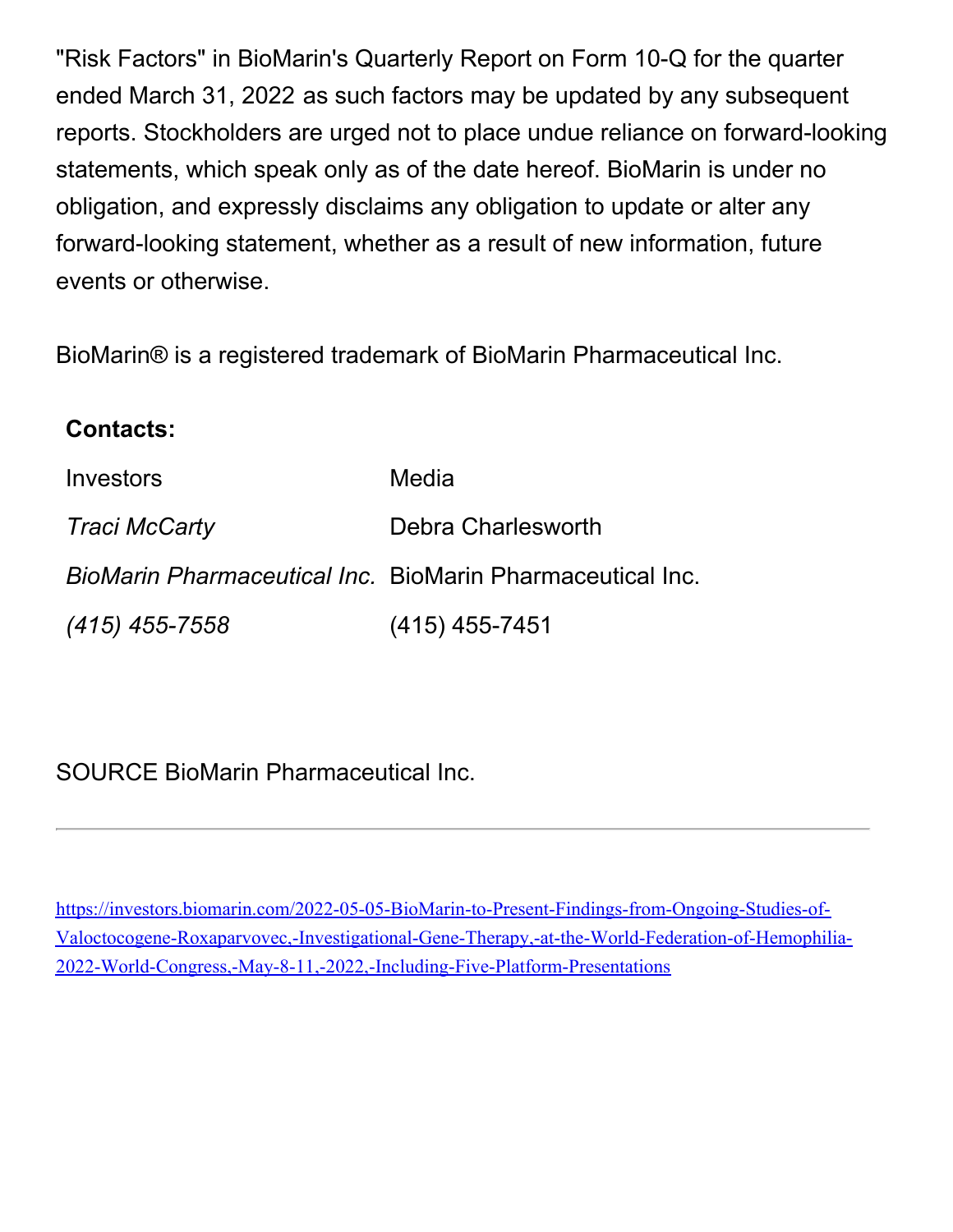"Risk Factors" in BioMarin's Quarterly Report on Form 10-Q for the quarter ended March 31, 2022 as such factors may be updated by any subsequent reports. Stockholders are urged not to place undue reliance on forward-looking statements, which speak only as of the date hereof. BioMarin is under no obligation, and expressly disclaims any obligation to update or alter any forward-looking statement, whether as a result of new information, future events or otherwise.

BioMarin® is a registered trademark of BioMarin Pharmaceutical Inc.

**Contacts:**

| | |
|---|---|
| Investors | Media |
| *Traci McCarty* | Debra Charlesworth |
| *BioMarin Pharmaceutical Inc.* | BioMarin Pharmaceutical Inc. |
| *(415) 455-7558* | (415) 455-7451 |

SOURCE BioMarin Pharmaceutical Inc.

---

https://investors.biomarin.com/2022-05-05-BioMarin-to-Present-Findings-from-Ongoing-Studies-of-Valoctocogene-Roxaparvovec,-Investigational-Gene-Therapy,-at-the-World-Federation-of-Hemophilia-2022-World-Congress,-May-8-11,-2022,-Including-Five-Platform-Presentations